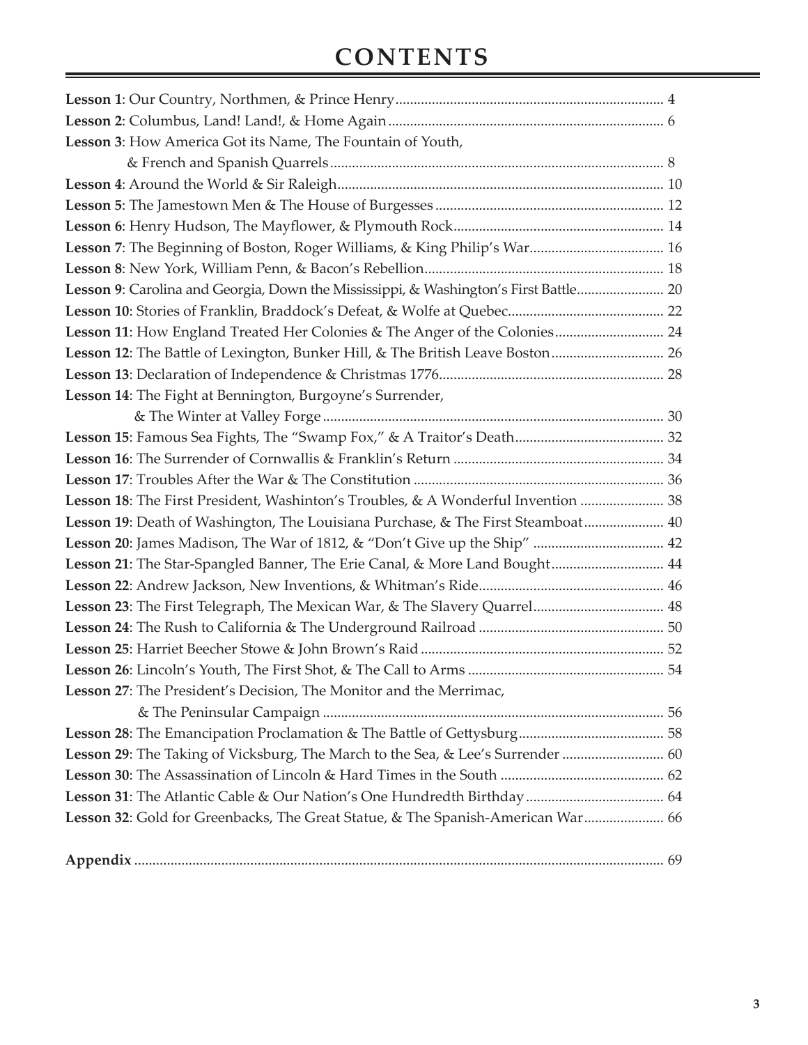# CONTENTS

**Lesson 1**: Our Country, Northmen, & Prince Henry .......... 4
**Lesson 2**: Columbus, Land! Land!, & Home Again .......... 6
**Lesson 3**: How America Got its Name, The Fountain of Youth, & French and Spanish Quarrels .......... 8
**Lesson 4**: Around the World & Sir Raleigh .......... 10
**Lesson 5**: The Jamestown Men & The House of Burgesses .......... 12
**Lesson 6**: Henry Hudson, The Mayflower, & Plymouth Rock .......... 14
**Lesson 7**: The Beginning of Boston, Roger Williams, & King Philip's War .......... 16
**Lesson 8**: New York, William Penn, & Bacon's Rebellion .......... 18
**Lesson 9**: Carolina and Georgia, Down the Mississippi, & Washington's First Battle .......... 20
**Lesson 10**: Stories of Franklin, Braddock's Defeat, & Wolfe at Quebec .......... 22
**Lesson 11**: How England Treated Her Colonies & The Anger of the Colonies .......... 24
**Lesson 12**: The Battle of Lexington, Bunker Hill, & The British Leave Boston .......... 26
**Lesson 13**: Declaration of Independence & Christmas 1776 .......... 28
**Lesson 14**: The Fight at Bennington, Burgoyne's Surrender, & The Winter at Valley Forge .......... 30
**Lesson 15**: Famous Sea Fights, The "Swamp Fox," & A Traitor's Death .......... 32
**Lesson 16**: The Surrender of Cornwallis & Franklin's Return .......... 34
**Lesson 17**: Troubles After the War & The Constitution .......... 36
**Lesson 18**: The First President, Washinton's Troubles, & A Wonderful Invention .......... 38
**Lesson 19**: Death of Washington, The Louisiana Purchase, & The First Steamboat .......... 40
**Lesson 20**: James Madison, The War of 1812, & "Don't Give up the Ship" .......... 42
**Lesson 21**: The Star-Spangled Banner, The Erie Canal, & More Land Bought .......... 44
**Lesson 22**: Andrew Jackson, New Inventions, & Whitman's Ride .......... 46
**Lesson 23**: The First Telegraph, The Mexican War, & The Slavery Quarrel .......... 48
**Lesson 24**: The Rush to California & The Underground Railroad .......... 50
**Lesson 25**: Harriet Beecher Stowe & John Brown's Raid .......... 52
**Lesson 26**: Lincoln's Youth, The First Shot, & The Call to Arms .......... 54
**Lesson 27**: The President's Decision, The Monitor and the Merrimac, & The Peninsular Campaign .......... 56
**Lesson 28**: The Emancipation Proclamation & The Battle of Gettysburg .......... 58
**Lesson 29**: The Taking of Vicksburg, The March to the Sea, & Lee's Surrender .......... 60
**Lesson 30**: The Assassination of Lincoln & Hard Times in the South .......... 62
**Lesson 31**: The Atlantic Cable & Our Nation's One Hundredth Birthday .......... 64
**Lesson 32**: Gold for Greenbacks, The Great Statue, & The Spanish-American War .......... 66

**Appendix** .......... 69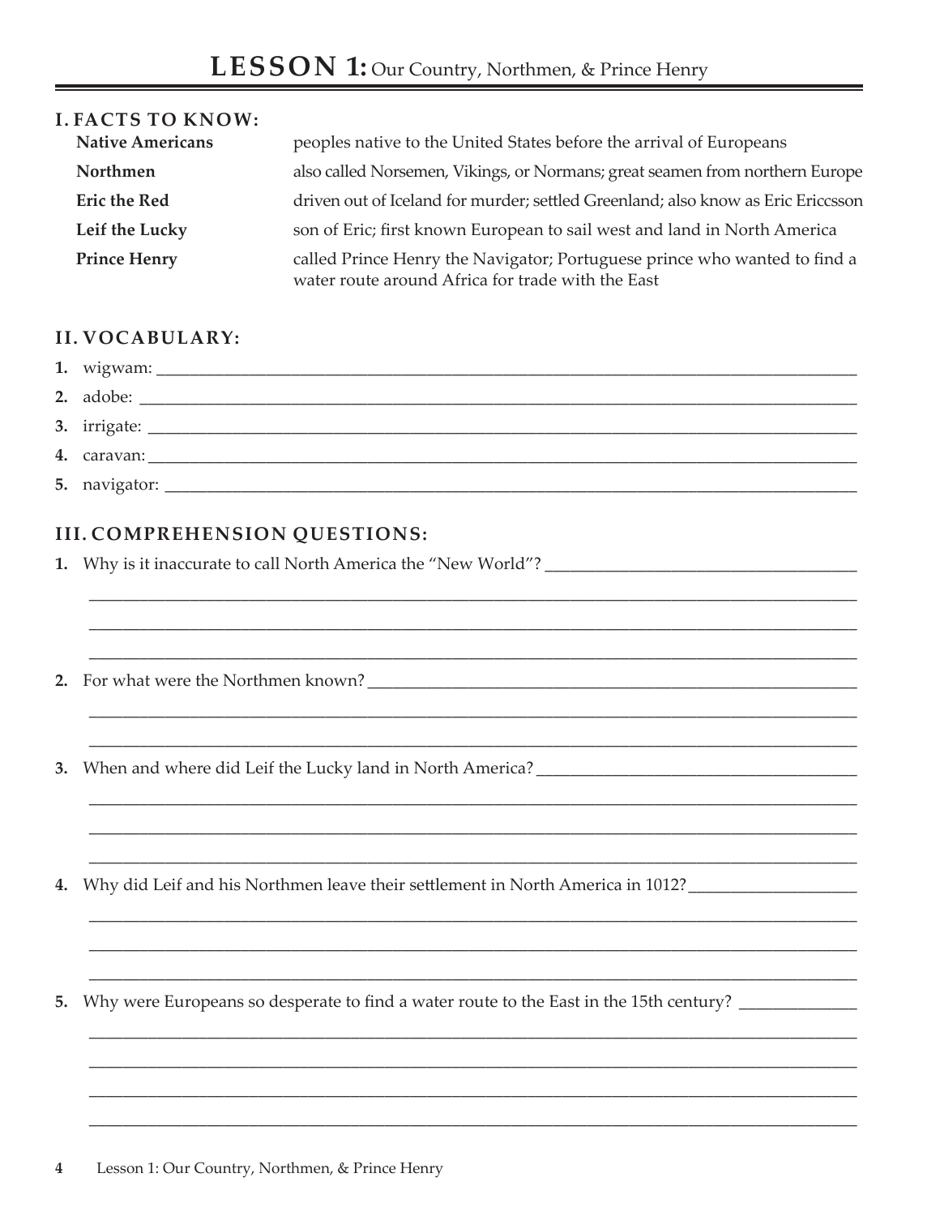# LESSON 1: Our Country, Northmen, & Prince Henry

## I. FACTS TO KNOW:

| | |
|---|---|
| **Native Americans** | peoples native to the United States before the arrival of Europeans |
| **Northmen** | also called Norsemen, Vikings, or Normans; great seamen from northern Europe |
| **Eric the Red** | driven out of Iceland for murder; settled Greenland; also know as Eric Ericcsson |
| **Leif the Lucky** | son of Eric; first known European to sail west and land in North America |
| **Prince Henry** | called Prince Henry the Navigator; Portuguese prince who wanted to find a water route around Africa for trade with the East |

## II. VOCABULARY:

1. wigwam: ______________________________________________
2. adobe: ______________________________________________
3. irrigate: ______________________________________________
4. caravan: ______________________________________________
5. navigator: ______________________________________________

## III. COMPREHENSION QUESTIONS:

1. Why is it inaccurate to call North America the "New World"? ______________________________________________

______________________________________________

______________________________________________

______________________________________________

2. For what were the Northmen known? ______________________________________________

______________________________________________

______________________________________________

3. When and where did Leif the Lucky land in North America? ______________________________________________

______________________________________________

______________________________________________

______________________________________________

4. Why did Leif and his Northmen leave their settlement in North America in 1012? ____________________

______________________________________________

______________________________________________

______________________________________________

5. Why were Europeans so desperate to find a water route to the East in the 15th century? ______________

______________________________________________

______________________________________________

______________________________________________

______________________________________________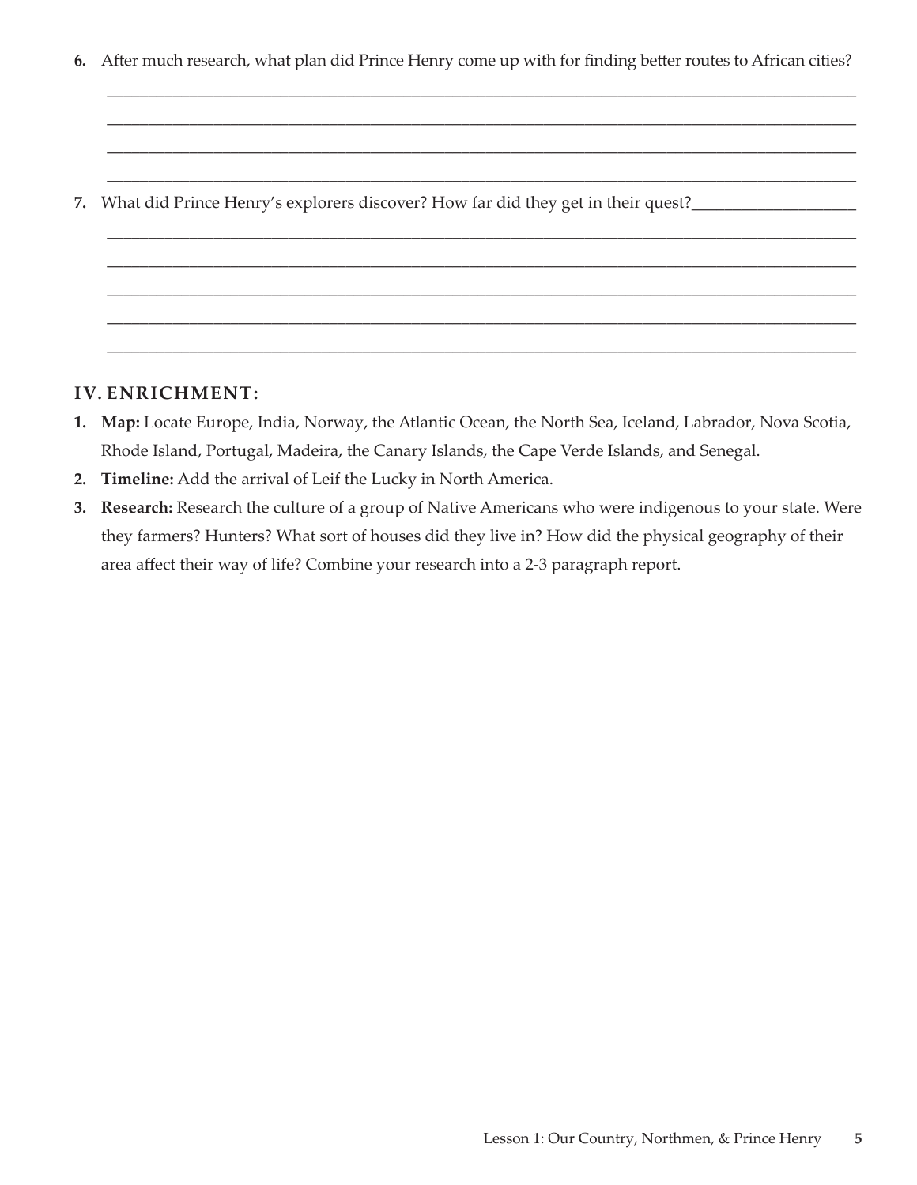6. After much research, what plan did Prince Henry come up with for finding better routes to African cities?

___________________________________________________________________________________________

___________________________________________________________________________________________

___________________________________________________________________________________________

___________________________________________________________________________________________

7. What did Prince Henry's explorers discover? How far did they get in their quest?___________________

___________________________________________________________________________________________

___________________________________________________________________________________________

___________________________________________________________________________________________

___________________________________________________________________________________________

___________________________________________________________________________________________

## IV. ENRICHMENT:

1. **Map:** Locate Europe, India, Norway, the Atlantic Ocean, the North Sea, Iceland, Labrador, Nova Scotia, Rhode Island, Portugal, Madeira, the Canary Islands, the Cape Verde Islands, and Senegal.
2. **Timeline:** Add the arrival of Leif the Lucky in North America.
3. **Research:** Research the culture of a group of Native Americans who were indigenous to your state. Were they farmers? Hunters? What sort of houses did they live in? How did the physical geography of their area affect their way of life? Combine your research into a 2-3 paragraph report.